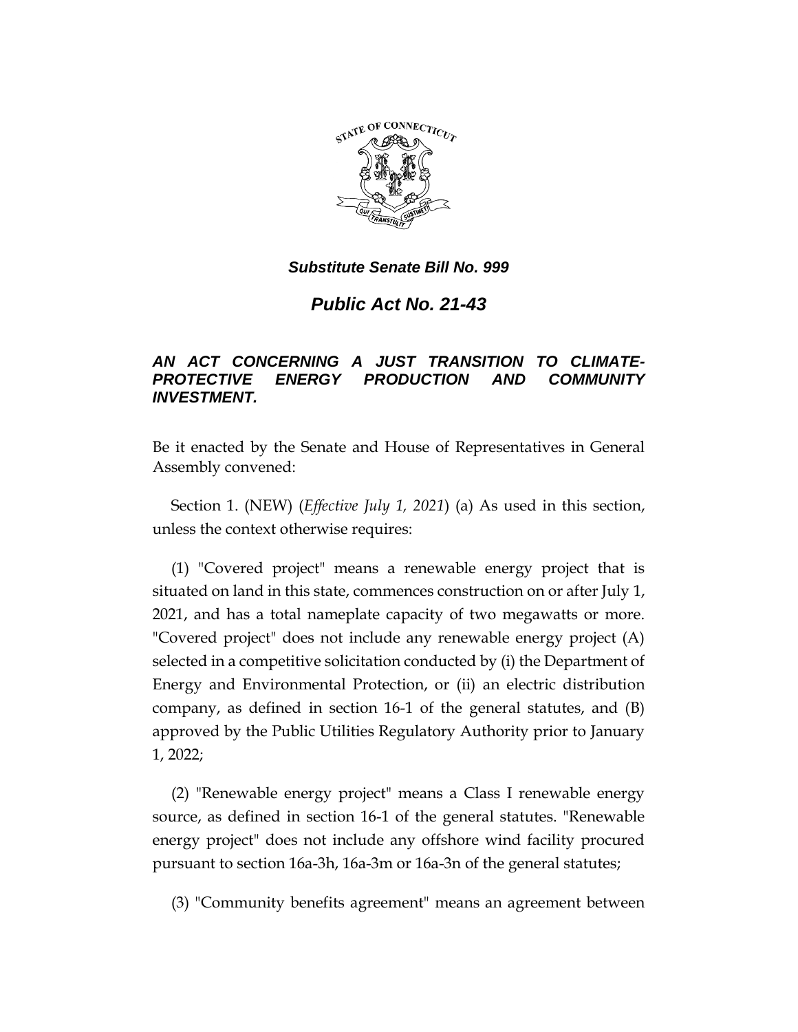***Substitute Senate Bill No. 999***

# *Public Act No. 21-43*

### *AN ACT CONCERNING A JUST TRANSITION TO CLIMATE-PROTECTIVE ENERGY PRODUCTION AND COMMUNITY INVESTMENT.*

Be it enacted by the Senate and House of Representatives in General Assembly convened:

Section 1. (NEW) (*Effective July 1, 2021*) (a) As used in this section, unless the context otherwise requires:

(1) "Covered project" means a renewable energy project that is situated on land in this state, commences construction on or after July 1, 2021, and has a total nameplate capacity of two megawatts or more. "Covered project" does not include any renewable energy project (A) selected in a competitive solicitation conducted by (i) the Department of Energy and Environmental Protection, or (ii) an electric distribution company, as defined in section 16-1 of the general statutes, and (B) approved by the Public Utilities Regulatory Authority prior to January 1, 2022;

(2) "Renewable energy project" means a Class I renewable energy source, as defined in section 16-1 of the general statutes. "Renewable energy project" does not include any offshore wind facility procured pursuant to section 16a-3h, 16a-3m or 16a-3n of the general statutes;

(3) "Community benefits agreement" means an agreement between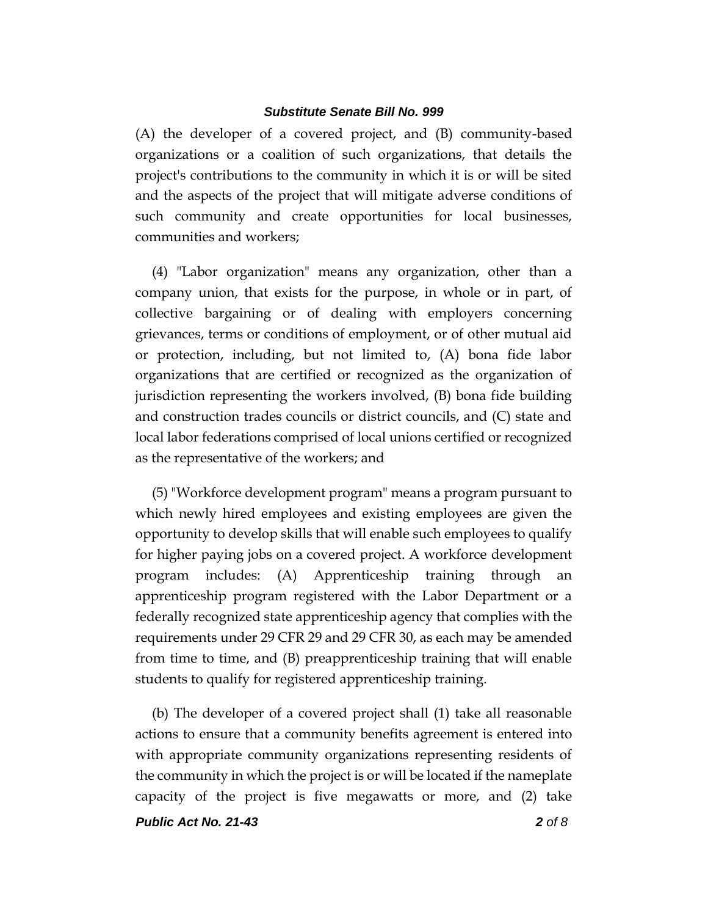(A) the developer of a covered project, and (B) community-based organizations or a coalition of such organizations, that details the project's contributions to the community in which it is or will be sited and the aspects of the project that will mitigate adverse conditions of such community and create opportunities for local businesses, communities and workers;

(4) "Labor organization" means any organization, other than a company union, that exists for the purpose, in whole or in part, of collective bargaining or of dealing with employers concerning grievances, terms or conditions of employment, or of other mutual aid or protection, including, but not limited to, (A) bona fide labor organizations that are certified or recognized as the organization of jurisdiction representing the workers involved, (B) bona fide building and construction trades councils or district councils, and (C) state and local labor federations comprised of local unions certified or recognized as the representative of the workers; and

(5) "Workforce development program" means a program pursuant to which newly hired employees and existing employees are given the opportunity to develop skills that will enable such employees to qualify for higher paying jobs on a covered project. A workforce development program includes: (A) Apprenticeship training through an apprenticeship program registered with the Labor Department or a federally recognized state apprenticeship agency that complies with the requirements under 29 CFR 29 and 29 CFR 30, as each may be amended from time to time, and (B) preapprenticeship training that will enable students to qualify for registered apprenticeship training.

(b) The developer of a covered project shall (1) take all reasonable actions to ensure that a community benefits agreement is entered into with appropriate community organizations representing residents of the community in which the project is or will be located if the nameplate capacity of the project is five megawatts or more, and (2) take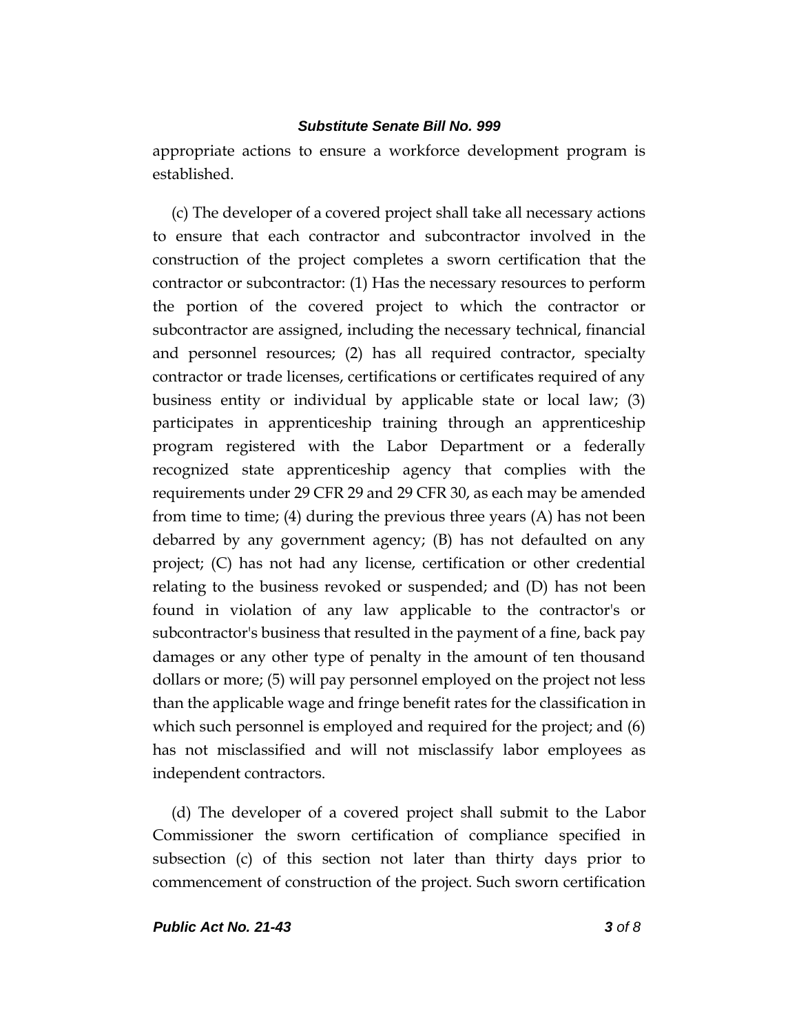appropriate actions to ensure a workforce development program is established.

(c) The developer of a covered project shall take all necessary actions to ensure that each contractor and subcontractor involved in the construction of the project completes a sworn certification that the contractor or subcontractor: (1) Has the necessary resources to perform the portion of the covered project to which the contractor or subcontractor are assigned, including the necessary technical, financial and personnel resources; (2) has all required contractor, specialty contractor or trade licenses, certifications or certificates required of any business entity or individual by applicable state or local law; (3) participates in apprenticeship training through an apprenticeship program registered with the Labor Department or a federally recognized state apprenticeship agency that complies with the requirements under 29 CFR 29 and 29 CFR 30, as each may be amended from time to time; (4) during the previous three years (A) has not been debarred by any government agency; (B) has not defaulted on any project; (C) has not had any license, certification or other credential relating to the business revoked or suspended; and (D) has not been found in violation of any law applicable to the contractor's or subcontractor's business that resulted in the payment of a fine, back pay damages or any other type of penalty in the amount of ten thousand dollars or more; (5) will pay personnel employed on the project not less than the applicable wage and fringe benefit rates for the classification in which such personnel is employed and required for the project; and (6) has not misclassified and will not misclassify labor employees as independent contractors.

(d) The developer of a covered project shall submit to the Labor Commissioner the sworn certification of compliance specified in subsection (c) of this section not later than thirty days prior to commencement of construction of the project. Such sworn certification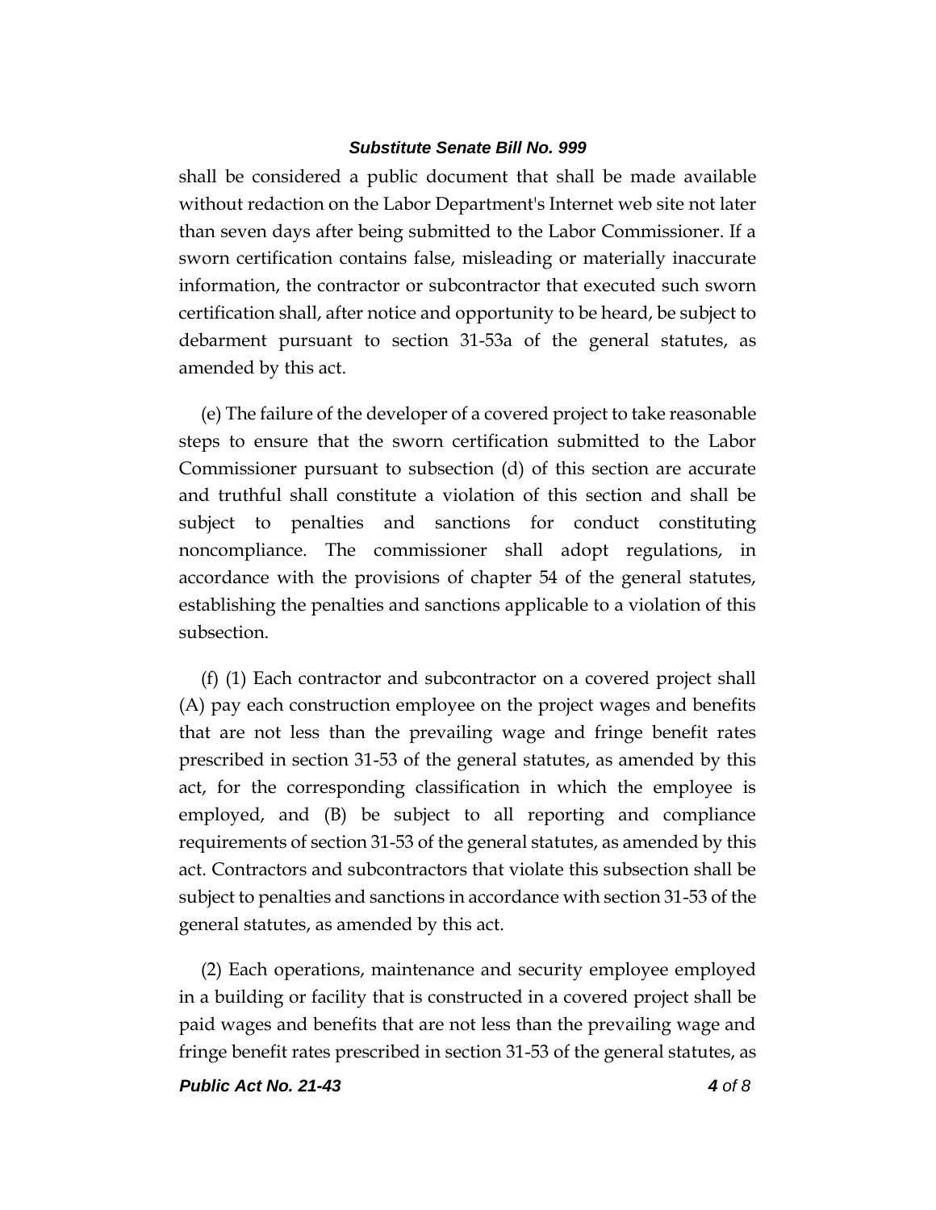shall be considered a public document that shall be made available without redaction on the Labor Department's Internet web site not later than seven days after being submitted to the Labor Commissioner. If a sworn certification contains false, misleading or materially inaccurate information, the contractor or subcontractor that executed such sworn certification shall, after notice and opportunity to be heard, be subject to debarment pursuant to section 31-53a of the general statutes, as amended by this act.

(e) The failure of the developer of a covered project to take reasonable steps to ensure that the sworn certification submitted to the Labor Commissioner pursuant to subsection (d) of this section are accurate and truthful shall constitute a violation of this section and shall be subject to penalties and sanctions for conduct constituting noncompliance. The commissioner shall adopt regulations, in accordance with the provisions of chapter 54 of the general statutes, establishing the penalties and sanctions applicable to a violation of this subsection.

(f) (1) Each contractor and subcontractor on a covered project shall (A) pay each construction employee on the project wages and benefits that are not less than the prevailing wage and fringe benefit rates prescribed in section 31-53 of the general statutes, as amended by this act, for the corresponding classification in which the employee is employed, and (B) be subject to all reporting and compliance requirements of section 31-53 of the general statutes, as amended by this act. Contractors and subcontractors that violate this subsection shall be subject to penalties and sanctions in accordance with section 31-53 of the general statutes, as amended by this act.

(2) Each operations, maintenance and security employee employed in a building or facility that is constructed in a covered project shall be paid wages and benefits that are not less than the prevailing wage and fringe benefit rates prescribed in section 31-53 of the general statutes, as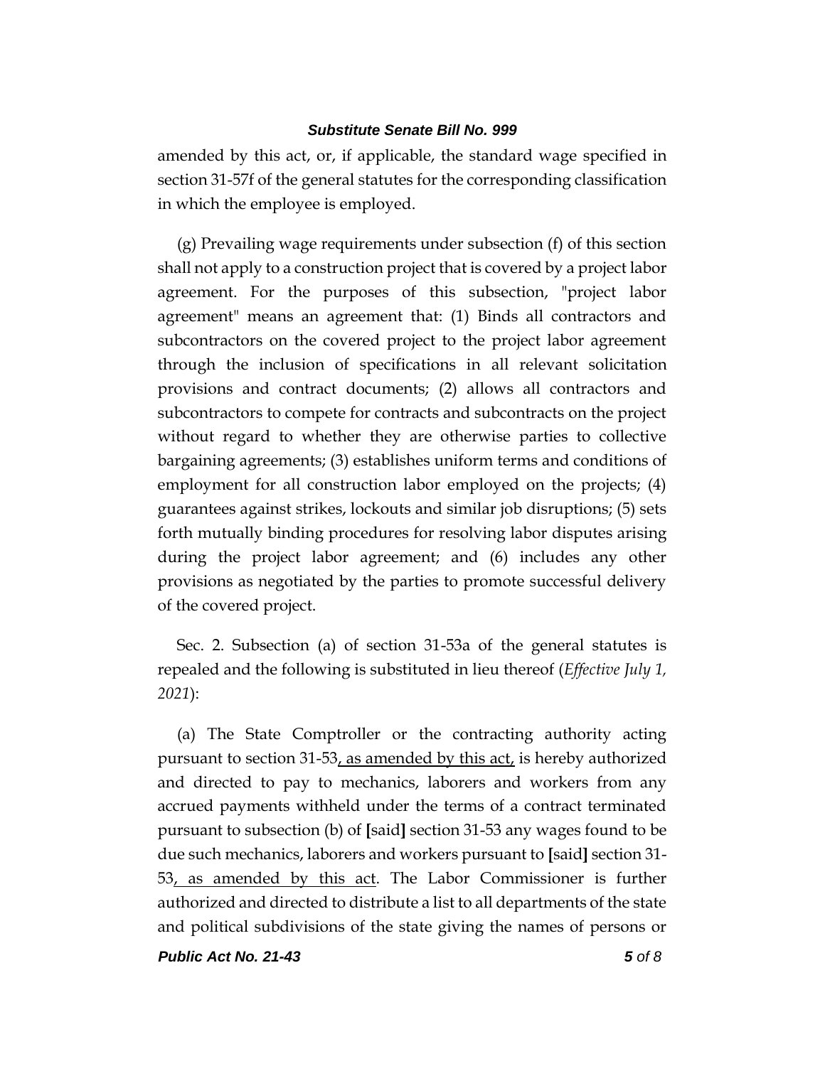amended by this act, or, if applicable, the standard wage specified in section 31-57f of the general statutes for the corresponding classification in which the employee is employed.

(g) Prevailing wage requirements under subsection (f) of this section shall not apply to a construction project that is covered by a project labor agreement. For the purposes of this subsection, "project labor agreement" means an agreement that: (1) Binds all contractors and subcontractors on the covered project to the project labor agreement through the inclusion of specifications in all relevant solicitation provisions and contract documents; (2) allows all contractors and subcontractors to compete for contracts and subcontracts on the project without regard to whether they are otherwise parties to collective bargaining agreements; (3) establishes uniform terms and conditions of employment for all construction labor employed on the projects; (4) guarantees against strikes, lockouts and similar job disruptions; (5) sets forth mutually binding procedures for resolving labor disputes arising during the project labor agreement; and (6) includes any other provisions as negotiated by the parties to promote successful delivery of the covered project.

Sec. 2. Subsection (a) of section 31-53a of the general statutes is repealed and the following is substituted in lieu thereof (*Effective July 1, 2021*):

(a) The State Comptroller or the contracting authority acting pursuant to section 31-53<u>, as amended by this act,</u> is hereby authorized and directed to pay to mechanics, laborers and workers from any accrued payments withheld under the terms of a contract terminated pursuant to subsection (b) of **[**said**]** section 31-53 any wages found to be due such mechanics, laborers and workers pursuant to **[**said**]** section 31-53<u>, as amended by this act</u>. The Labor Commissioner is further authorized and directed to distribute a list to all departments of the state and political subdivisions of the state giving the names of persons or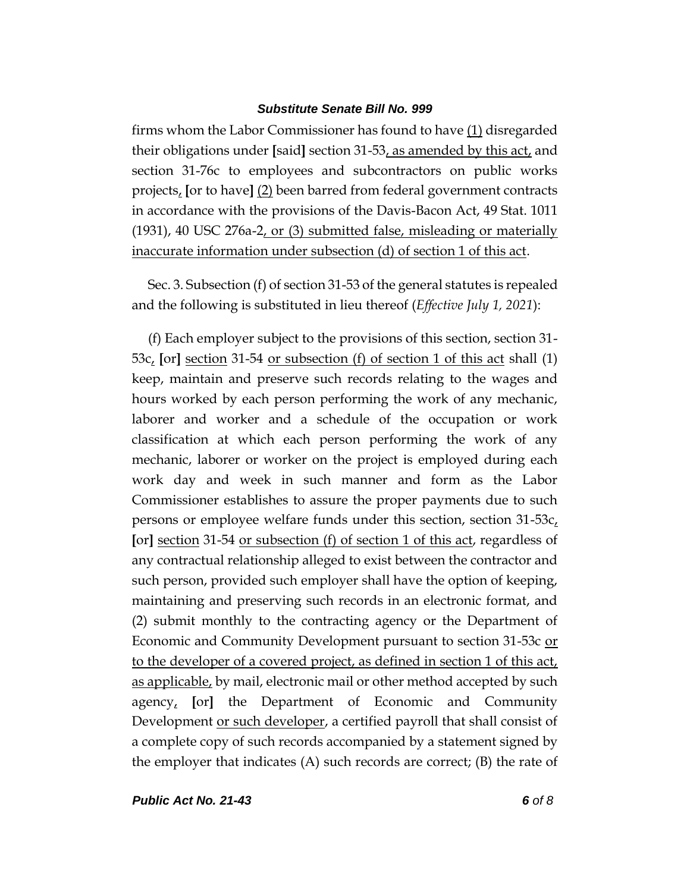firms whom the Labor Commissioner has found to have (1) disregarded their obligations under [said] section 31-53, as amended by this act, and section 31-76c to employees and subcontractors on public works projects, [or to have] (2) been barred from federal government contracts in accordance with the provisions of the Davis-Bacon Act, 49 Stat. 1011 (1931), 40 USC 276a-2, or (3) submitted false, misleading or materially inaccurate information under subsection (d) of section 1 of this act.

Sec. 3. Subsection (f) of section 31-53 of the general statutes is repealed and the following is substituted in lieu thereof (*Effective July 1, 2021*):

(f) Each employer subject to the provisions of this section, section 31-53c, [or] section 31-54 or subsection (f) of section 1 of this act shall (1) keep, maintain and preserve such records relating to the wages and hours worked by each person performing the work of any mechanic, laborer and worker and a schedule of the occupation or work classification at which each person performing the work of any mechanic, laborer or worker on the project is employed during each work day and week in such manner and form as the Labor Commissioner establishes to assure the proper payments due to such persons or employee welfare funds under this section, section 31-53c, [or] section 31-54 or subsection (f) of section 1 of this act, regardless of any contractual relationship alleged to exist between the contractor and such person, provided such employer shall have the option of keeping, maintaining and preserving such records in an electronic format, and (2) submit monthly to the contracting agency or the Department of Economic and Community Development pursuant to section 31-53c or to the developer of a covered project, as defined in section 1 of this act, as applicable, by mail, electronic mail or other method accepted by such agency, [or] the Department of Economic and Community Development or such developer, a certified payroll that shall consist of a complete copy of such records accompanied by a statement signed by the employer that indicates (A) such records are correct; (B) the rate of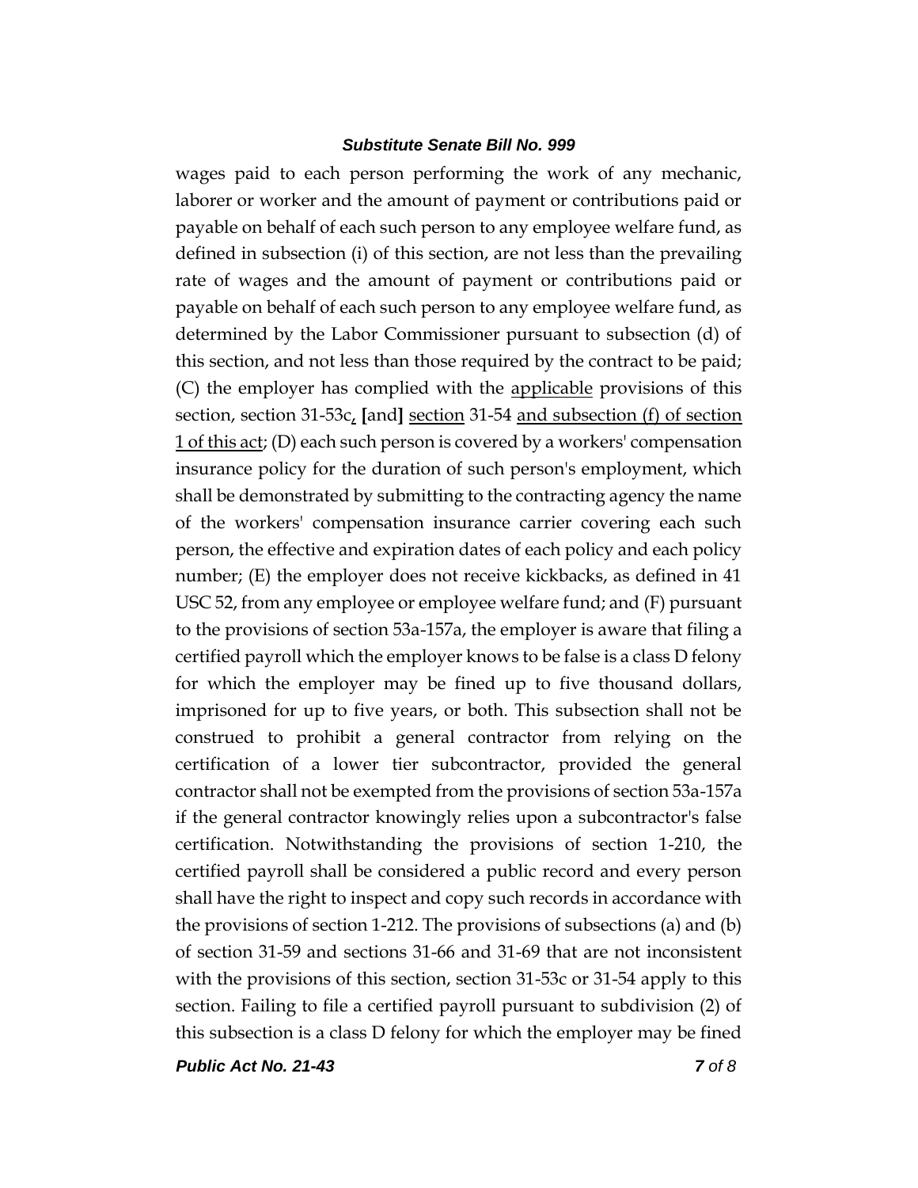wages paid to each person performing the work of any mechanic, laborer or worker and the amount of payment or contributions paid or payable on behalf of each such person to any employee welfare fund, as defined in subsection (i) of this section, are not less than the prevailing rate of wages and the amount of payment or contributions paid or payable on behalf of each such person to any employee welfare fund, as determined by the Labor Commissioner pursuant to subsection (d) of this section, and not less than those required by the contract to be paid; (C) the employer has complied with the <u>applicable</u> provisions of this section, section 31-53c<u>,</u> **[**and**]** <u>section</u> 31-54 <u>and subsection (f) of section 1 of this act</u>; (D) each such person is covered by a workers' compensation insurance policy for the duration of such person's employment, which shall be demonstrated by submitting to the contracting agency the name of the workers' compensation insurance carrier covering each such person, the effective and expiration dates of each policy and each policy number; (E) the employer does not receive kickbacks, as defined in 41 USC 52, from any employee or employee welfare fund; and (F) pursuant to the provisions of section 53a-157a, the employer is aware that filing a certified payroll which the employer knows to be false is a class D felony for which the employer may be fined up to five thousand dollars, imprisoned for up to five years, or both. This subsection shall not be construed to prohibit a general contractor from relying on the certification of a lower tier subcontractor, provided the general contractor shall not be exempted from the provisions of section 53a-157a if the general contractor knowingly relies upon a subcontractor's false certification. Notwithstanding the provisions of section 1-210, the certified payroll shall be considered a public record and every person shall have the right to inspect and copy such records in accordance with the provisions of section 1-212. The provisions of subsections (a) and (b) of section 31-59 and sections 31-66 and 31-69 that are not inconsistent with the provisions of this section, section 31-53c or 31-54 apply to this section. Failing to file a certified payroll pursuant to subdivision (2) of this subsection is a class D felony for which the employer may be fined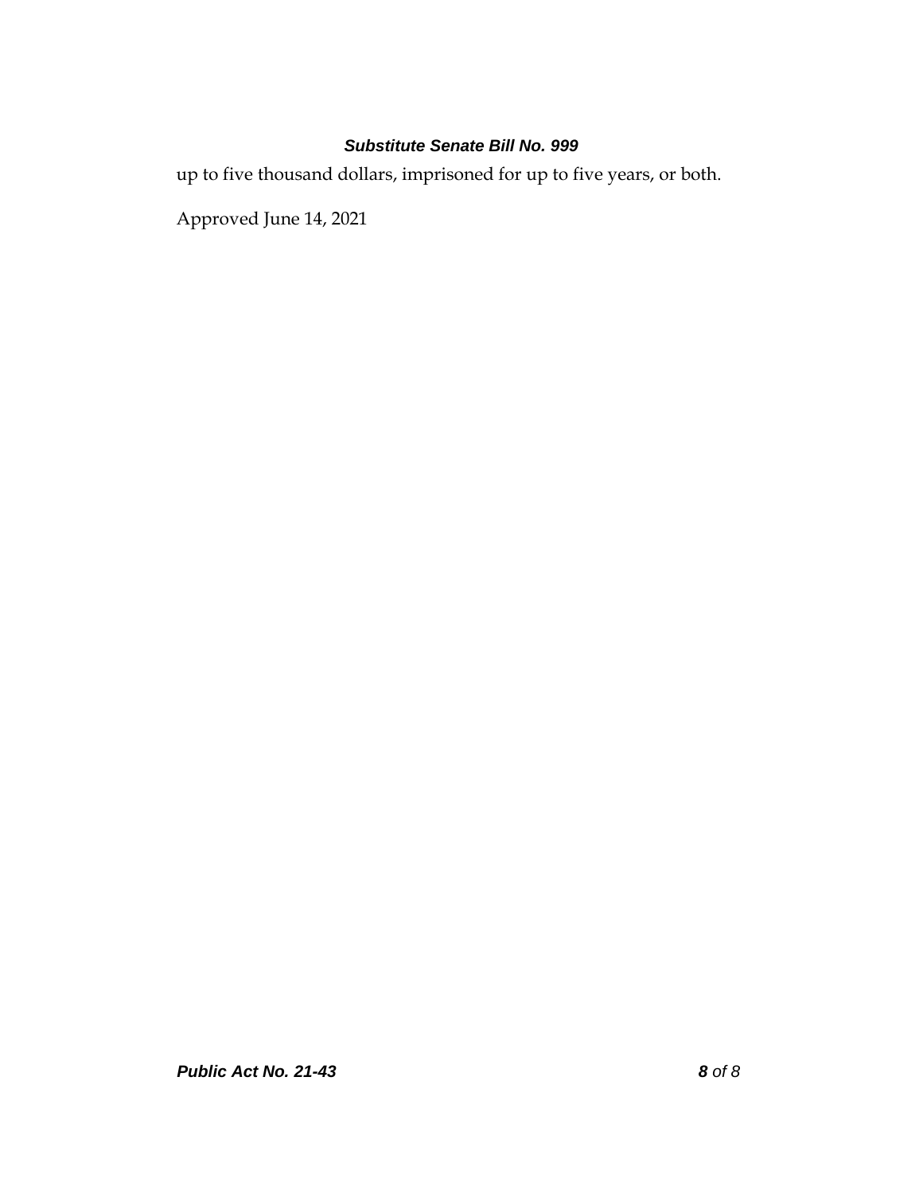up to five thousand dollars, imprisoned for up to five years, or both.

Approved June 14, 2021